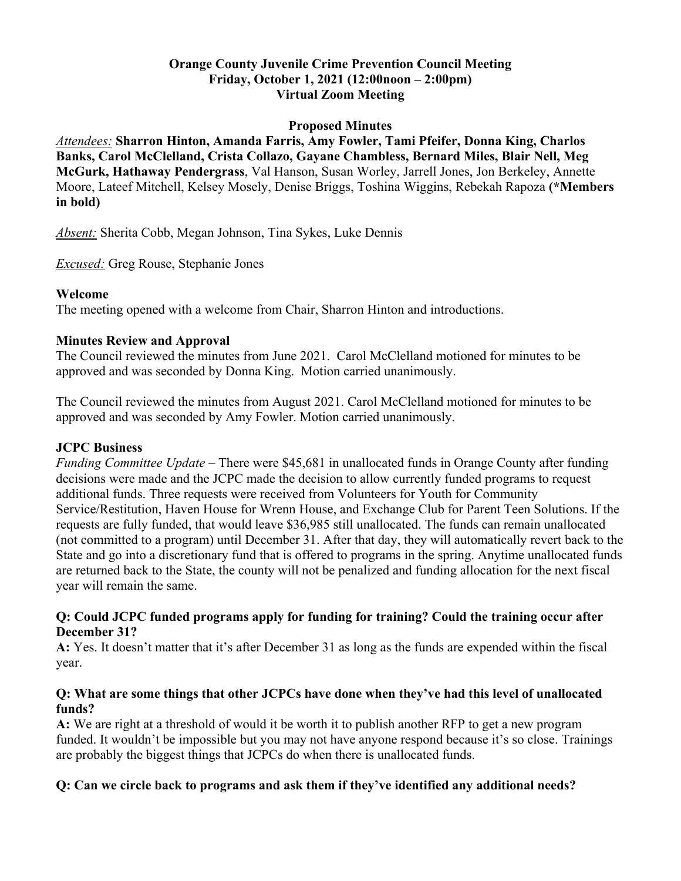**Orange County Juvenile Crime Prevention Council Meeting**
**Friday, October 1, 2021 (12:00noon – 2:00pm)**
**Virtual Zoom Meeting**

**Proposed Minutes**

*Attendees:* **Sharron Hinton, Amanda Farris, Amy Fowler, Tami Pfeifer, Donna King, Charlos Banks, Carol McClelland, Crista Collazo, Gayane Chambless, Bernard Miles, Blair Nell, Meg McGurk, Hathaway Pendergrass**, Val Hanson, Susan Worley, Jarrell Jones, Jon Berkeley, Annette Moore, Lateef Mitchell, Kelsey Mosely, Denise Briggs, Toshina Wiggins, Rebekah Rapoza **(*Members in bold)**

*Absent:* Sherita Cobb, Megan Johnson, Tina Sykes, Luke Dennis

*Excused:* Greg Rouse, Stephanie Jones

**Welcome**

The meeting opened with a welcome from Chair, Sharron Hinton and introductions.

**Minutes Review and Approval**

The Council reviewed the minutes from June 2021. Carol McClelland motioned for minutes to be approved and was seconded by Donna King. Motion carried unanimously.

The Council reviewed the minutes from August 2021. Carol McClelland motioned for minutes to be approved and was seconded by Amy Fowler. Motion carried unanimously.

**JCPC Business**

*Funding Committee Update* – There were $45,681 in unallocated funds in Orange County after funding decisions were made and the JCPC made the decision to allow currently funded programs to request additional funds. Three requests were received from Volunteers for Youth for Community Service/Restitution, Haven House for Wrenn House, and Exchange Club for Parent Teen Solutions. If the requests are fully funded, that would leave $36,985 still unallocated. The funds can remain unallocated (not committed to a program) until December 31. After that day, they will automatically revert back to the State and go into a discretionary fund that is offered to programs in the spring. Anytime unallocated funds are returned back to the State, the county will not be penalized and funding allocation for the next fiscal year will remain the same.

**Q: Could JCPC funded programs apply for funding for training? Could the training occur after December 31?**

**A:** Yes. It doesn't matter that it's after December 31 as long as the funds are expended within the fiscal year.

**Q: What are some things that other JCPCs have done when they've had this level of unallocated funds?**

**A:** We are right at a threshold of would it be worth it to publish another RFP to get a new program funded. It wouldn't be impossible but you may not have anyone respond because it's so close. Trainings are probably the biggest things that JCPCs do when there is unallocated funds.

**Q: Can we circle back to programs and ask them if they've identified any additional needs?**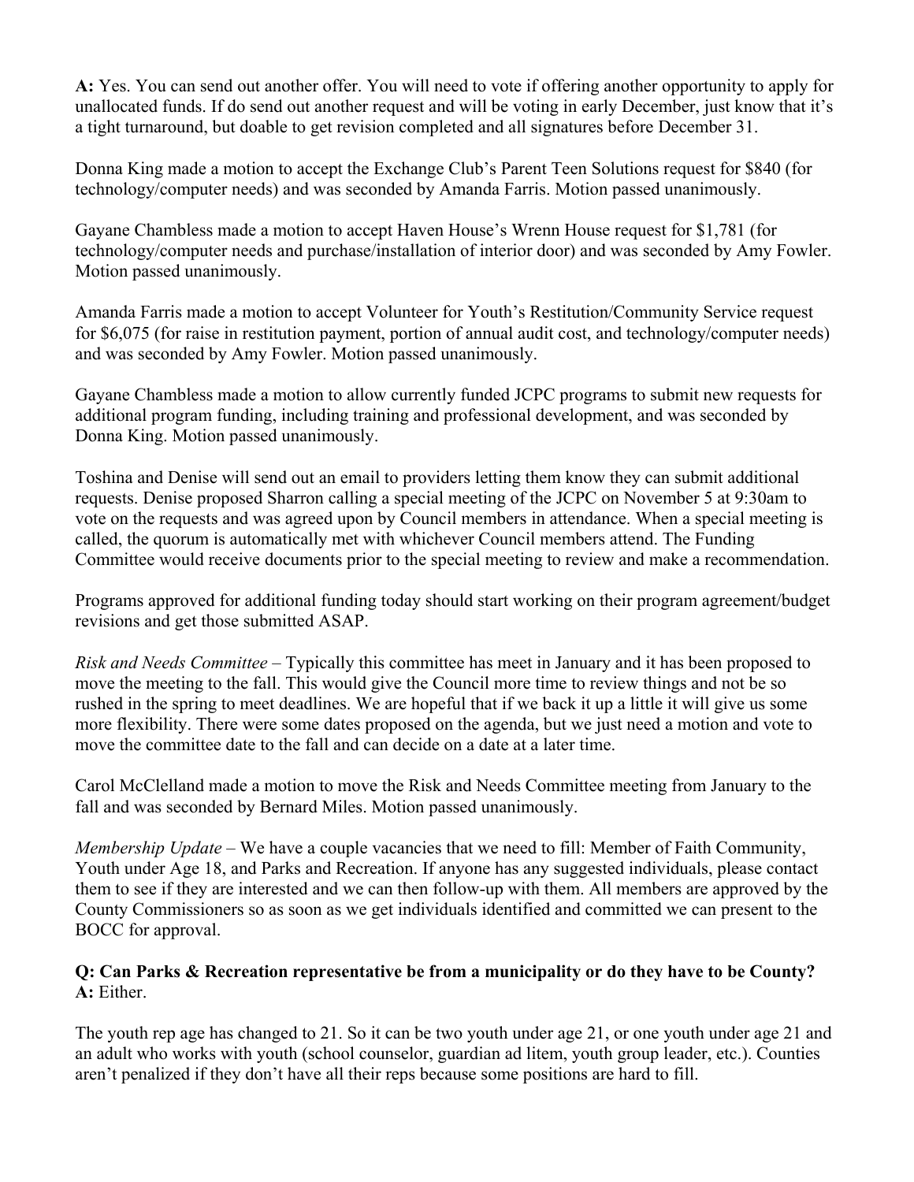**A:** Yes. You can send out another offer. You will need to vote if offering another opportunity to apply for unallocated funds. If do send out another request and will be voting in early December, just know that it's a tight turnaround, but doable to get revision completed and all signatures before December 31.

Donna King made a motion to accept the Exchange Club's Parent Teen Solutions request for $840 (for technology/computer needs) and was seconded by Amanda Farris. Motion passed unanimously.

Gayane Chambless made a motion to accept Haven House's Wrenn House request for $1,781 (for technology/computer needs and purchase/installation of interior door) and was seconded by Amy Fowler. Motion passed unanimously.

Amanda Farris made a motion to accept Volunteer for Youth's Restitution/Community Service request for $6,075 (for raise in restitution payment, portion of annual audit cost, and technology/computer needs) and was seconded by Amy Fowler. Motion passed unanimously.

Gayane Chambless made a motion to allow currently funded JCPC programs to submit new requests for additional program funding, including training and professional development, and was seconded by Donna King. Motion passed unanimously.

Toshina and Denise will send out an email to providers letting them know they can submit additional requests. Denise proposed Sharron calling a special meeting of the JCPC on November 5 at 9:30am to vote on the requests and was agreed upon by Council members in attendance. When a special meeting is called, the quorum is automatically met with whichever Council members attend. The Funding Committee would receive documents prior to the special meeting to review and make a recommendation.

Programs approved for additional funding today should start working on their program agreement/budget revisions and get those submitted ASAP.

*Risk and Needs Committee* – Typically this committee has meet in January and it has been proposed to move the meeting to the fall. This would give the Council more time to review things and not be so rushed in the spring to meet deadlines. We are hopeful that if we back it up a little it will give us some more flexibility. There were some dates proposed on the agenda, but we just need a motion and vote to move the committee date to the fall and can decide on a date at a later time.

Carol McClelland made a motion to move the Risk and Needs Committee meeting from January to the fall and was seconded by Bernard Miles. Motion passed unanimously.

*Membership Update* – We have a couple vacancies that we need to fill: Member of Faith Community, Youth under Age 18, and Parks and Recreation. If anyone has any suggested individuals, please contact them to see if they are interested and we can then follow-up with them. All members are approved by the County Commissioners so as soon as we get individuals identified and committed we can present to the BOCC for approval.

**Q: Can Parks & Recreation representative be from a municipality or do they have to be County?**
**A:** Either.

The youth rep age has changed to 21. So it can be two youth under age 21, or one youth under age 21 and an adult who works with youth (school counselor, guardian ad litem, youth group leader, etc.). Counties aren't penalized if they don't have all their reps because some positions are hard to fill.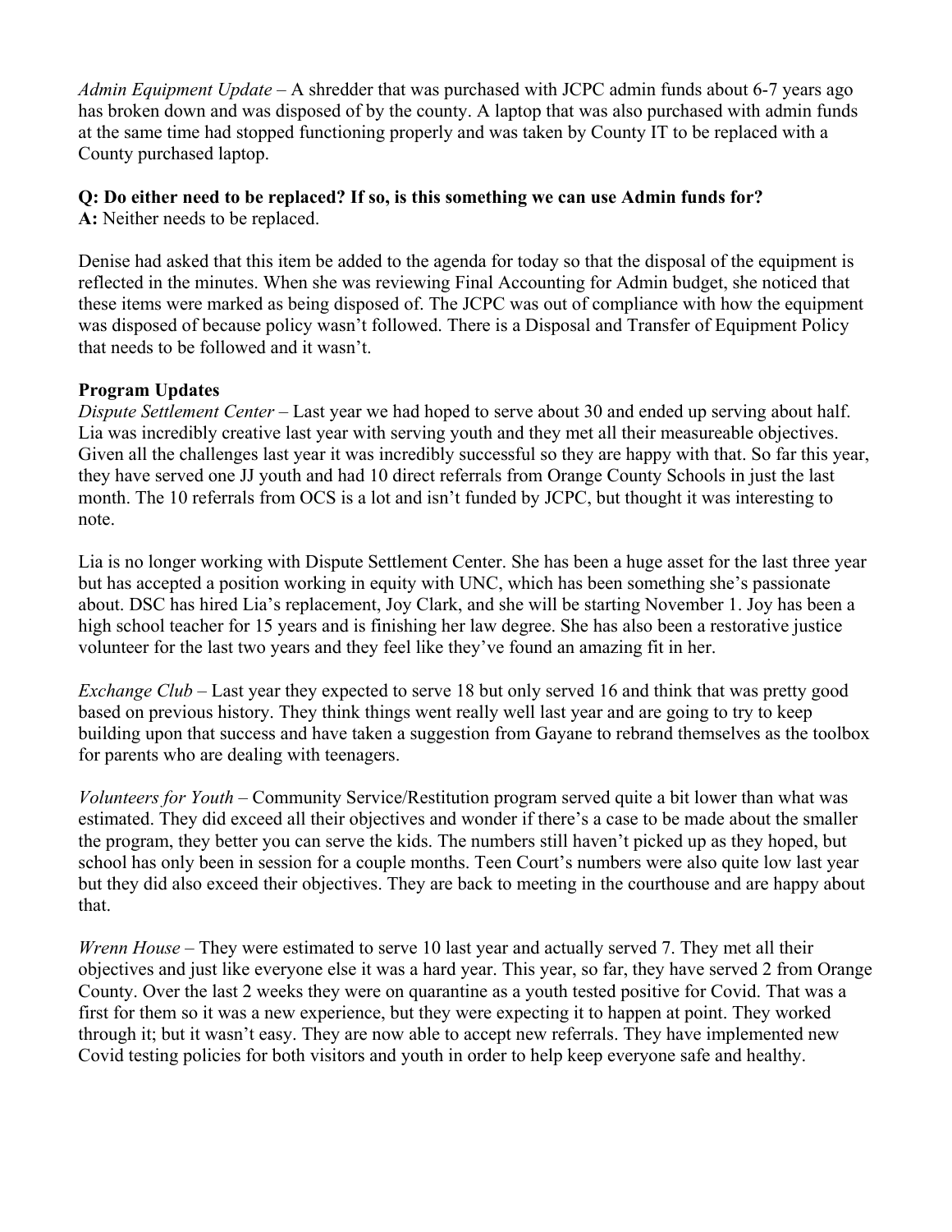*Admin Equipment Update* – A shredder that was purchased with JCPC admin funds about 6-7 years ago has broken down and was disposed of by the county. A laptop that was also purchased with admin funds at the same time had stopped functioning properly and was taken by County IT to be replaced with a County purchased laptop.

**Q: Do either need to be replaced? If so, is this something we can use Admin funds for?**
**A:** Neither needs to be replaced.

Denise had asked that this item be added to the agenda for today so that the disposal of the equipment is reflected in the minutes. When she was reviewing Final Accounting for Admin budget, she noticed that these items were marked as being disposed of. The JCPC was out of compliance with how the equipment was disposed of because policy wasn't followed. There is a Disposal and Transfer of Equipment Policy that needs to be followed and it wasn't.

**Program Updates**

*Dispute Settlement Center* – Last year we had hoped to serve about 30 and ended up serving about half. Lia was incredibly creative last year with serving youth and they met all their measureable objectives. Given all the challenges last year it was incredibly successful so they are happy with that. So far this year, they have served one JJ youth and had 10 direct referrals from Orange County Schools in just the last month. The 10 referrals from OCS is a lot and isn't funded by JCPC, but thought it was interesting to note.

Lia is no longer working with Dispute Settlement Center. She has been a huge asset for the last three year but has accepted a position working in equity with UNC, which has been something she's passionate about. DSC has hired Lia's replacement, Joy Clark, and she will be starting November 1. Joy has been a high school teacher for 15 years and is finishing her law degree. She has also been a restorative justice volunteer for the last two years and they feel like they've found an amazing fit in her.

*Exchange Club* – Last year they expected to serve 18 but only served 16 and think that was pretty good based on previous history. They think things went really well last year and are going to try to keep building upon that success and have taken a suggestion from Gayane to rebrand themselves as the toolbox for parents who are dealing with teenagers.

*Volunteers for Youth* – Community Service/Restitution program served quite a bit lower than what was estimated. They did exceed all their objectives and wonder if there's a case to be made about the smaller the program, they better you can serve the kids. The numbers still haven't picked up as they hoped, but school has only been in session for a couple months. Teen Court's numbers were also quite low last year but they did also exceed their objectives. They are back to meeting in the courthouse and are happy about that.

*Wrenn House* – They were estimated to serve 10 last year and actually served 7. They met all their objectives and just like everyone else it was a hard year. This year, so far, they have served 2 from Orange County. Over the last 2 weeks they were on quarantine as a youth tested positive for Covid. That was a first for them so it was a new experience, but they were expecting it to happen at point. They worked through it; but it wasn't easy. They are now able to accept new referrals. They have implemented new Covid testing policies for both visitors and youth in order to help keep everyone safe and healthy.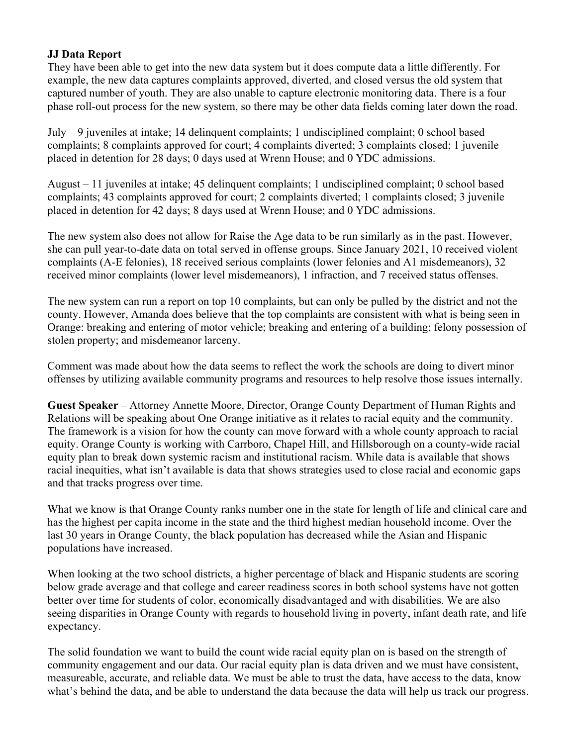**JJ Data Report**
They have been able to get into the new data system but it does compute data a little differently. For example, the new data captures complaints approved, diverted, and closed versus the old system that captured number of youth. They are also unable to capture electronic monitoring data. There is a four phase roll-out process for the new system, so there may be other data fields coming later down the road.

July – 9 juveniles at intake; 14 delinquent complaints; 1 undisciplined complaint; 0 school based complaints; 8 complaints approved for court; 4 complaints diverted; 3 complaints closed; 1 juvenile placed in detention for 28 days; 0 days used at Wrenn House; and 0 YDC admissions.

August – 11 juveniles at intake; 45 delinquent complaints; 1 undisciplined complaint; 0 school based complaints; 43 complaints approved for court; 2 complaints diverted; 1 complaints closed; 3 juvenile placed in detention for 42 days; 8 days used at Wrenn House; and 0 YDC admissions.

The new system also does not allow for Raise the Age data to be run similarly as in the past. However, she can pull year-to-date data on total served in offense groups. Since January 2021, 10 received violent complaints (A-E felonies), 18 received serious complaints (lower felonies and A1 misdemeanors), 32 received minor complaints (lower level misdemeanors), 1 infraction, and 7 received status offenses.

The new system can run a report on top 10 complaints, but can only be pulled by the district and not the county. However, Amanda does believe that the top complaints are consistent with what is being seen in Orange: breaking and entering of motor vehicle; breaking and entering of a building; felony possession of stolen property; and misdemeanor larceny.

Comment was made about how the data seems to reflect the work the schools are doing to divert minor offenses by utilizing available community programs and resources to help resolve those issues internally.

**Guest Speaker** – Attorney Annette Moore, Director, Orange County Department of Human Rights and Relations will be speaking about One Orange initiative as it relates to racial equity and the community. The framework is a vision for how the county can move forward with a whole county approach to racial equity. Orange County is working with Carrboro, Chapel Hill, and Hillsborough on a county-wide racial equity plan to break down systemic racism and institutional racism. While data is available that shows racial inequities, what isn't available is data that shows strategies used to close racial and economic gaps and that tracks progress over time.

What we know is that Orange County ranks number one in the state for length of life and clinical care and has the highest per capita income in the state and the third highest median household income. Over the last 30 years in Orange County, the black population has decreased while the Asian and Hispanic populations have increased.

When looking at the two school districts, a higher percentage of black and Hispanic students are scoring below grade average and that college and career readiness scores in both school systems have not gotten better over time for students of color, economically disadvantaged and with disabilities. We are also seeing disparities in Orange County with regards to household living in poverty, infant death rate, and life expectancy.

The solid foundation we want to build the count wide racial equity plan on is based on the strength of community engagement and our data. Our racial equity plan is data driven and we must have consistent, measureable, accurate, and reliable data. We must be able to trust the data, have access to the data, know what's behind the data, and be able to understand the data because the data will help us track our progress.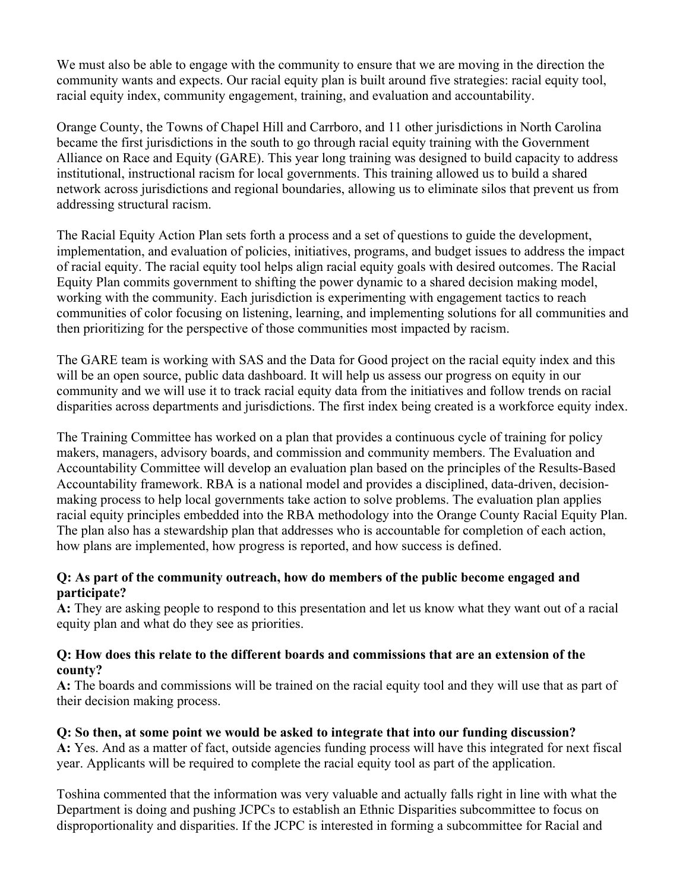We must also be able to engage with the community to ensure that we are moving in the direction the community wants and expects. Our racial equity plan is built around five strategies: racial equity tool, racial equity index, community engagement, training, and evaluation and accountability.

Orange County, the Towns of Chapel Hill and Carrboro, and 11 other jurisdictions in North Carolina became the first jurisdictions in the south to go through racial equity training with the Government Alliance on Race and Equity (GARE). This year long training was designed to build capacity to address institutional, instructional racism for local governments. This training allowed us to build a shared network across jurisdictions and regional boundaries, allowing us to eliminate silos that prevent us from addressing structural racism.

The Racial Equity Action Plan sets forth a process and a set of questions to guide the development, implementation, and evaluation of policies, initiatives, programs, and budget issues to address the impact of racial equity. The racial equity tool helps align racial equity goals with desired outcomes. The Racial Equity Plan commits government to shifting the power dynamic to a shared decision making model, working with the community. Each jurisdiction is experimenting with engagement tactics to reach communities of color focusing on listening, learning, and implementing solutions for all communities and then prioritizing for the perspective of those communities most impacted by racism.

The GARE team is working with SAS and the Data for Good project on the racial equity index and this will be an open source, public data dashboard. It will help us assess our progress on equity in our community and we will use it to track racial equity data from the initiatives and follow trends on racial disparities across departments and jurisdictions. The first index being created is a workforce equity index.

The Training Committee has worked on a plan that provides a continuous cycle of training for policy makers, managers, advisory boards, and commission and community members. The Evaluation and Accountability Committee will develop an evaluation plan based on the principles of the Results-Based Accountability framework. RBA is a national model and provides a disciplined, data-driven, decision-making process to help local governments take action to solve problems. The evaluation plan applies racial equity principles embedded into the RBA methodology into the Orange County Racial Equity Plan. The plan also has a stewardship plan that addresses who is accountable for completion of each action, how plans are implemented, how progress is reported, and how success is defined.

**Q: As part of the community outreach, how do members of the public become engaged and participate?**
**A:** They are asking people to respond to this presentation and let us know what they want out of a racial equity plan and what do they see as priorities.

**Q: How does this relate to the different boards and commissions that are an extension of the county?**
**A:** The boards and commissions will be trained on the racial equity tool and they will use that as part of their decision making process.

**Q: So then, at some point we would be asked to integrate that into our funding discussion?**
**A:** Yes. And as a matter of fact, outside agencies funding process will have this integrated for next fiscal year. Applicants will be required to complete the racial equity tool as part of the application.

Toshina commented that the information was very valuable and actually falls right in line with what the Department is doing and pushing JCPCs to establish an Ethnic Disparities subcommittee to focus on disproportionality and disparities. If the JCPC is interested in forming a subcommittee for Racial and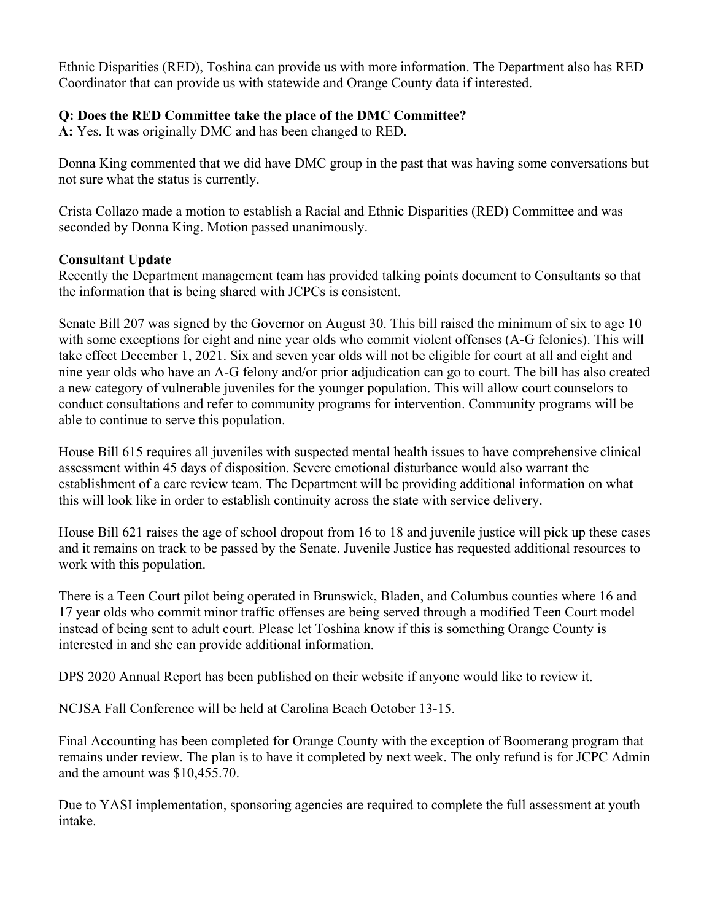Ethnic Disparities (RED), Toshina can provide us with more information. The Department also has RED Coordinator that can provide us with statewide and Orange County data if interested.

**Q: Does the RED Committee take the place of the DMC Committee?**
**A:** Yes. It was originally DMC and has been changed to RED.

Donna King commented that we did have DMC group in the past that was having some conversations but not sure what the status is currently.

Crista Collazo made a motion to establish a Racial and Ethnic Disparities (RED) Committee and was seconded by Donna King. Motion passed unanimously.

**Consultant Update**
Recently the Department management team has provided talking points document to Consultants so that the information that is being shared with JCPCs is consistent.

Senate Bill 207 was signed by the Governor on August 30. This bill raised the minimum of six to age 10 with some exceptions for eight and nine year olds who commit violent offenses (A-G felonies). This will take effect December 1, 2021. Six and seven year olds will not be eligible for court at all and eight and nine year olds who have an A-G felony and/or prior adjudication can go to court. The bill has also created a new category of vulnerable juveniles for the younger population. This will allow court counselors to conduct consultations and refer to community programs for intervention. Community programs will be able to continue to serve this population.

House Bill 615 requires all juveniles with suspected mental health issues to have comprehensive clinical assessment within 45 days of disposition. Severe emotional disturbance would also warrant the establishment of a care review team. The Department will be providing additional information on what this will look like in order to establish continuity across the state with service delivery.

House Bill 621 raises the age of school dropout from 16 to 18 and juvenile justice will pick up these cases and it remains on track to be passed by the Senate. Juvenile Justice has requested additional resources to work with this population.

There is a Teen Court pilot being operated in Brunswick, Bladen, and Columbus counties where 16 and 17 year olds who commit minor traffic offenses are being served through a modified Teen Court model instead of being sent to adult court. Please let Toshina know if this is something Orange County is interested in and she can provide additional information.

DPS 2020 Annual Report has been published on their website if anyone would like to review it.

NCJSA Fall Conference will be held at Carolina Beach October 13-15.

Final Accounting has been completed for Orange County with the exception of Boomerang program that remains under review. The plan is to have it completed by next week. The only refund is for JCPC Admin and the amount was $10,455.70.

Due to YASI implementation, sponsoring agencies are required to complete the full assessment at youth intake.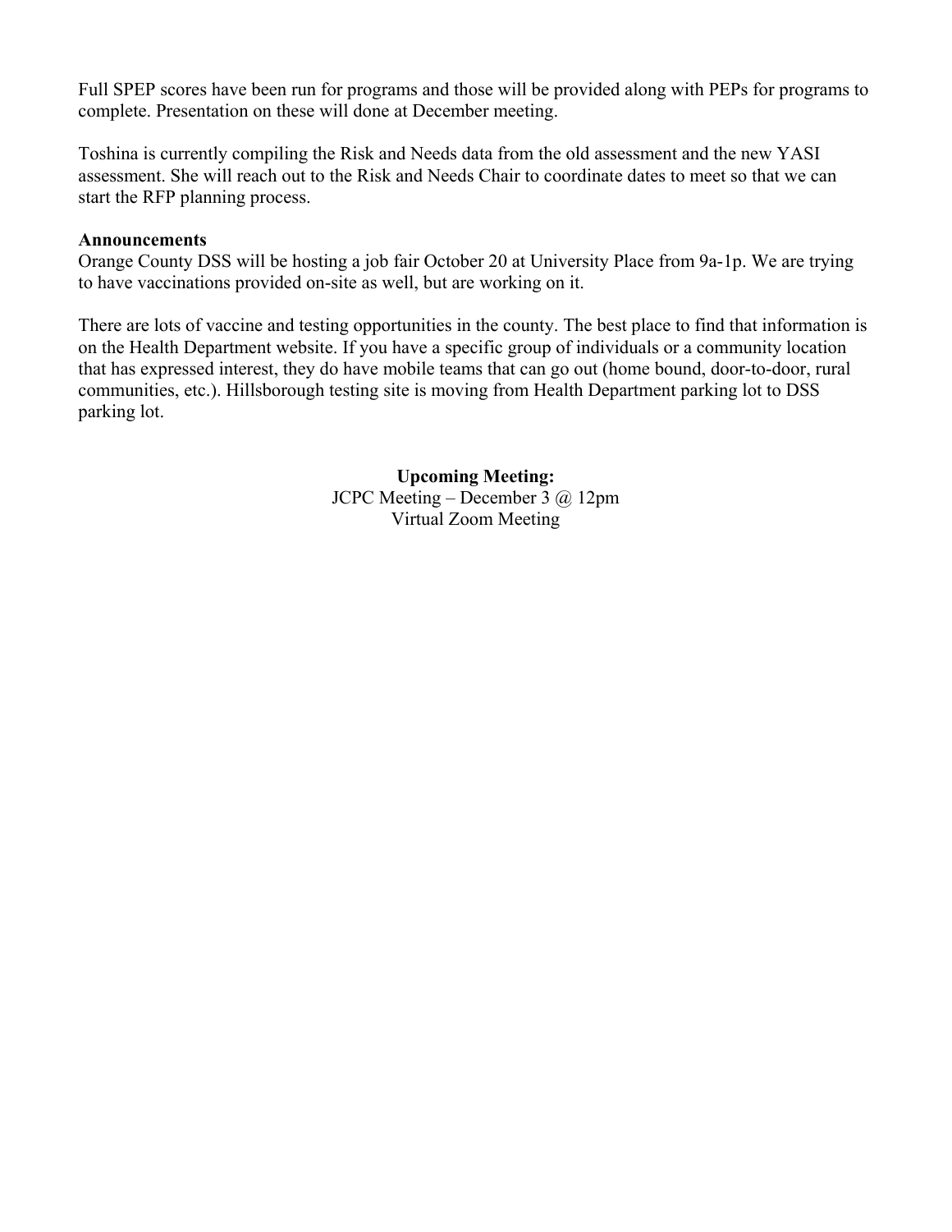Full SPEP scores have been run for programs and those will be provided along with PEPs for programs to complete. Presentation on these will done at December meeting.

Toshina is currently compiling the Risk and Needs data from the old assessment and the new YASI assessment. She will reach out to the Risk and Needs Chair to coordinate dates to meet so that we can start the RFP planning process.

**Announcements**

Orange County DSS will be hosting a job fair October 20 at University Place from 9a-1p. We are trying to have vaccinations provided on-site as well, but are working on it.

There are lots of vaccine and testing opportunities in the county. The best place to find that information is on the Health Department website. If you have a specific group of individuals or a community location that has expressed interest, they do have mobile teams that can go out (home bound, door-to-door, rural communities, etc.). Hillsborough testing site is moving from Health Department parking lot to DSS parking lot.

**Upcoming Meeting:**

JCPC Meeting – December 3 @ 12pm

Virtual Zoom Meeting